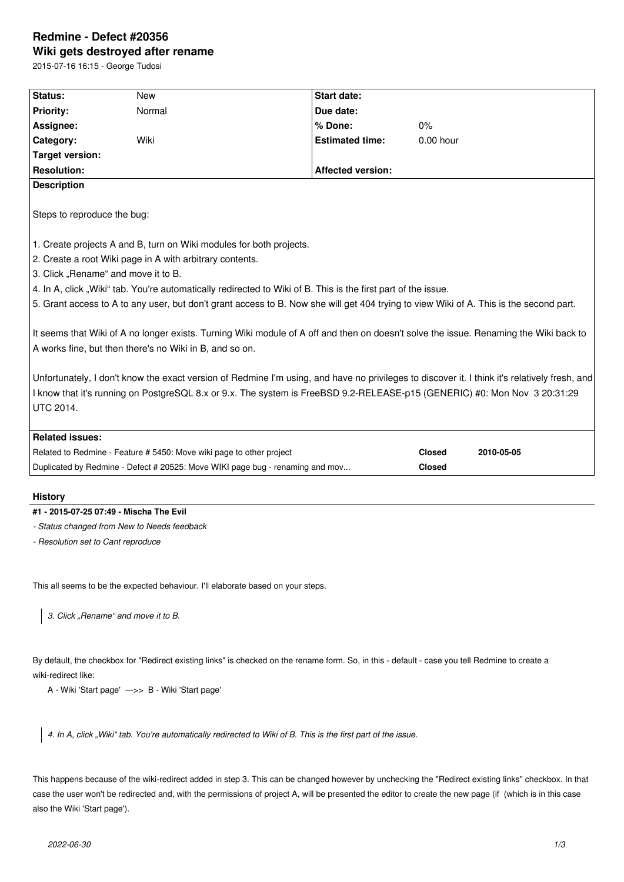# Redmine - Defect #20356

## Wiki gets destroyed after rename

2015-07-16 16:15 - George Tudosi

| Status: | New | Start date: | |
|---|---|---|---|
| Priority: | Normal | Due date: | |
| Assignee: | | % Done: | 0% |
| Category: | Wiki | Estimated time: | 0.00 hour |
| Target version: | | | |
| Resolution: | | Affected version: | |

**Description**

Steps to reproduce the bug:

1. Create projects A and B, turn on Wiki modules for both projects.
2. Create a root Wiki page in A with arbitrary contents.
3. Click „Rename“ and move it to B.
4. In A, click „Wiki“ tab. You're automatically redirected to Wiki of B. This is the first part of the issue.
5. Grant access to A to any user, but don't grant access to B. Now she will get 404 trying to view Wiki of A. This is the second part.

It seems that Wiki of A no longer exists. Turning Wiki module of A off and then on doesn't solve the issue. Renaming the Wiki back to A works fine, but then there's no Wiki in B, and so on.

Unfortunately, I don't know the exact version of Redmine I'm using, and have no privileges to discover it. I think it's relatively fresh, and I know that it's running on PostgreSQL 8.x or 9.x. The system is FreeBSD 9.2-RELEASE-p15 (GENERIC) #0: Mon Nov 3 20:31:29 UTC 2014.

**Related issues:**

| | | |
|---|---|---|
| Related to Redmine - Feature # 5450: Move wiki page to other project | Closed | 2010-05-05 |
| Duplicated by Redmine - Defect # 20525: Move WIKI page bug - renaming and mov... | Closed | |

## History

**#1 - 2015-07-25 07:49 - Mischa The Evil**

*- Status changed from New to Needs feedback*

*- Resolution set to Cant reproduce*

This all seems to be the expected behaviour. I'll elaborate based on your steps.

> *3. Click „Rename“ and move it to B.*

By default, the checkbox for "Redirect existing links" is checked on the rename form. So, in this - default - case you tell Redmine to create a wiki-redirect like:

```
A - Wiki 'Start page'  --->>  B - Wiki 'Start page'
```

> *4. In A, click „Wiki“ tab. You're automatically redirected to Wiki of B. This is the first part of the issue.*

This happens because of the wiki-redirect added in step 3. This can be changed however by unchecking the "Redirect existing links" checkbox. In that case the user won't be redirected and, with the permissions of project A, will be presented the editor to create the new page (if (which is in this case also the Wiki 'Start page').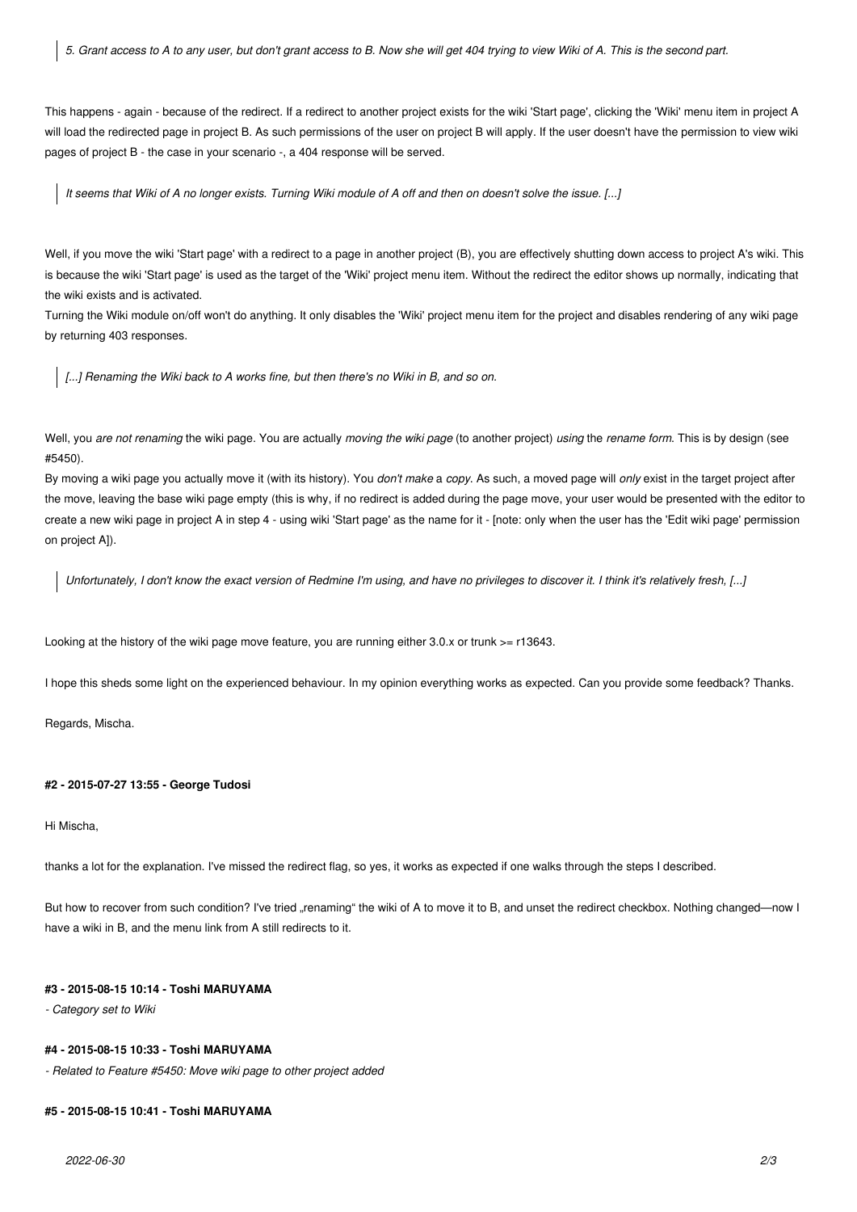> *5. Grant access to A to any user, but don't grant access to B. Now she will get 404 trying to view Wiki of A. This is the second part.*

This happens - again - because of the redirect. If a redirect to another project exists for the wiki 'Start page', clicking the 'Wiki' menu item in project A will load the redirected page in project B. As such permissions of the user on project B will apply. If the user doesn't have the permission to view wiki pages of project B - the case in your scenario -, a 404 response will be served.

> *It seems that Wiki of A no longer exists. Turning Wiki module of A off and then on doesn't solve the issue. [...]*

Well, if you move the wiki 'Start page' with a redirect to a page in another project (B), you are effectively shutting down access to project A's wiki. This is because the wiki 'Start page' is used as the target of the 'Wiki' project menu item. Without the redirect the editor shows up normally, indicating that the wiki exists and is activated.
Turning the Wiki module on/off won't do anything. It only disables the 'Wiki' project menu item for the project and disables rendering of any wiki page by returning 403 responses.

> *[...] Renaming the Wiki back to A works fine, but then there's no Wiki in B, and so on.*

Well, you *are not renaming* the wiki page. You are actually *moving the wiki page* (to another project) *using* the *rename form*. This is by design (see #5450).
By moving a wiki page you actually move it (with its history). You *don't make* a *copy*. As such, a moved page will *only* exist in the target project after the move, leaving the base wiki page empty (this is why, if no redirect is added during the page move, your user would be presented with the editor to create a new wiki page in project A in step 4 - using wiki 'Start page' as the name for it - [note: only when the user has the 'Edit wiki page' permission on project A]).

> *Unfortunately, I don't know the exact version of Redmine I'm using, and have no privileges to discover it. I think it's relatively fresh, [...]*

Looking at the history of the wiki page move feature, you are running either 3.0.x or trunk >= r13643.

I hope this sheds some light on the experienced behaviour. In my opinion everything works as expected. Can you provide some feedback? Thanks.

Regards, Mischa.

#### #2 - 2015-07-27 13:55 - George Tudosi

Hi Mischa,

thanks a lot for the explanation. I've missed the redirect flag, so yes, it works as expected if one walks through the steps I described.

But how to recover from such condition? I've tried „renaming" the wiki of A to move it to B, and unset the redirect checkbox. Nothing changed—now I have a wiki in B, and the menu link from A still redirects to it.

#### #3 - 2015-08-15 10:14 - Toshi MARUYAMA

*- Category set to Wiki*

#### #4 - 2015-08-15 10:33 - Toshi MARUYAMA

*- Related to Feature #5450: Move wiki page to other project added*

#### #5 - 2015-08-15 10:41 - Toshi MARUYAMA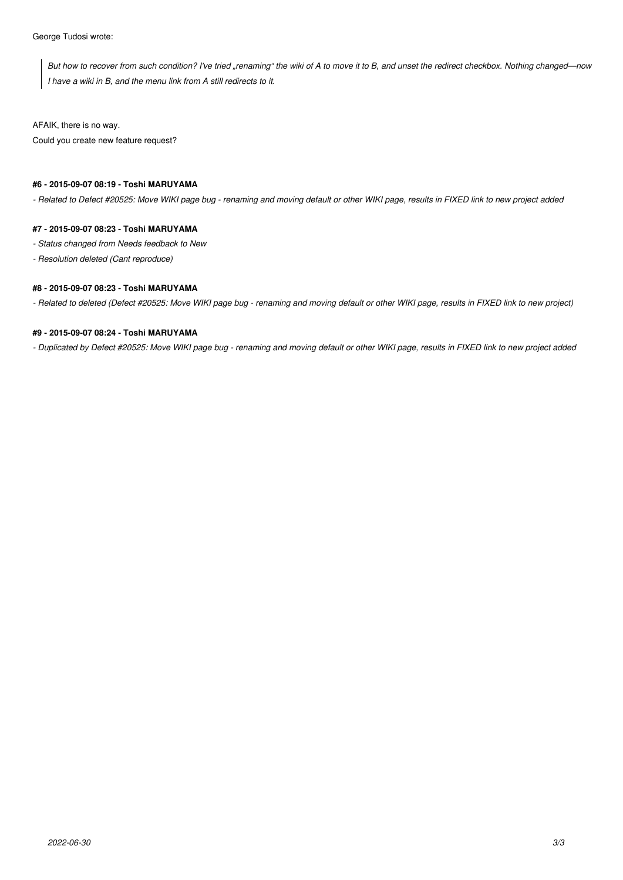George Tudosi wrote:

> *But how to recover from such condition? I've tried „renaming" the wiki of A to move it to B, and unset the redirect checkbox. Nothing changed—now I have a wiki in B, and the menu link from A still redirects to it.*

AFAIK, there is no way.
Could you create new feature request?

#### #6 - 2015-09-07 08:19 - Toshi MARUYAMA

*- Related to Defect #20525: Move WIKI page bug - renaming and moving default or other WIKI page, results in FIXED link to new project added*

#### #7 - 2015-09-07 08:23 - Toshi MARUYAMA

*- Status changed from Needs feedback to New*

*- Resolution deleted (Cant reproduce)*

#### #8 - 2015-09-07 08:23 - Toshi MARUYAMA

*- Related to deleted (Defect #20525: Move WIKI page bug - renaming and moving default or other WIKI page, results in FIXED link to new project)*

#### #9 - 2015-09-07 08:24 - Toshi MARUYAMA

*- Duplicated by Defect #20525: Move WIKI page bug - renaming and moving default or other WIKI page, results in FIXED link to new project added*